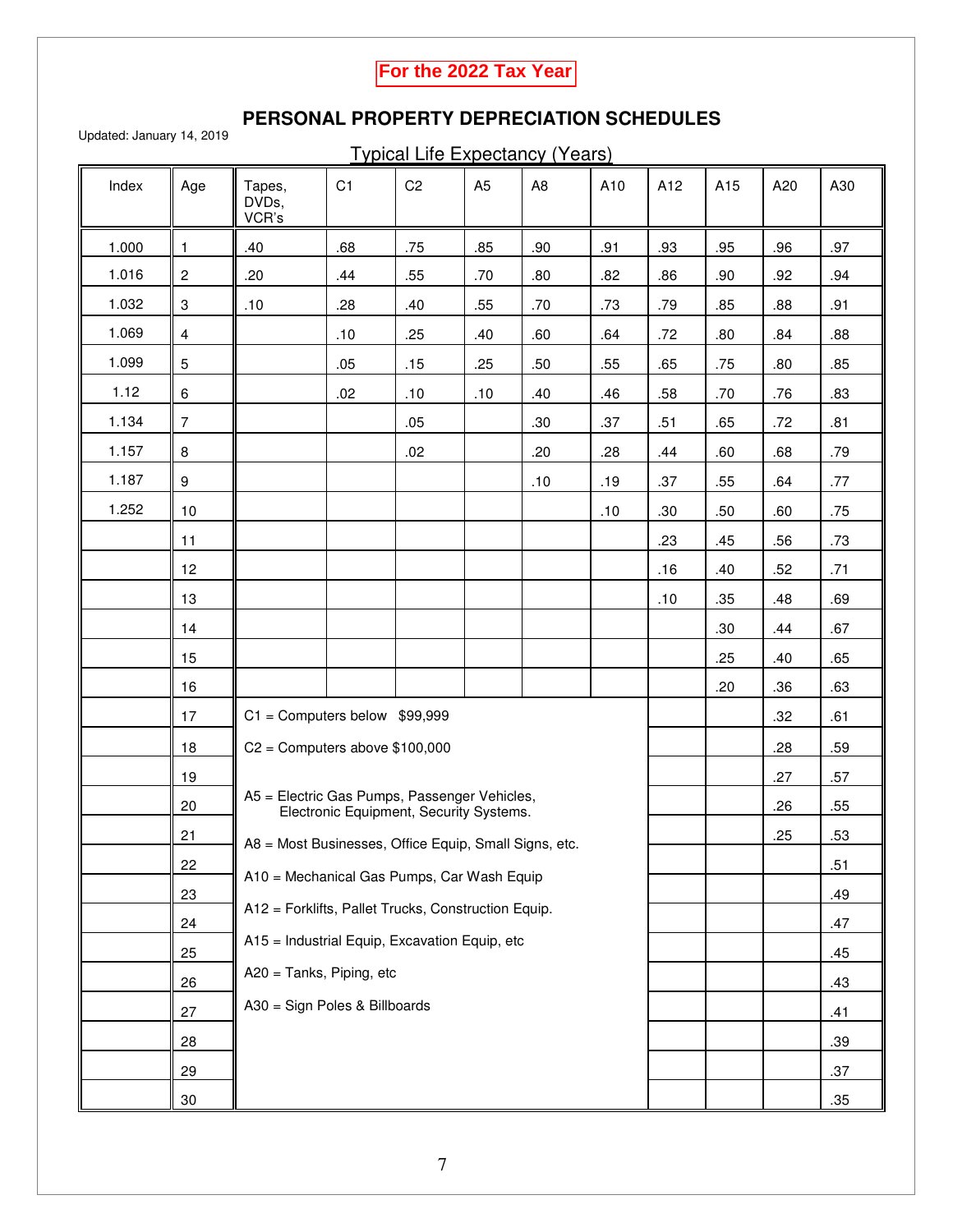**For the 2022 Tax Year**

## PERSONAL PROPERTY DEPRECIATION SCHEDULES

Updated: January 14, 2019

Typical Life Expectancy (Years)

| Index | Age | Tapes, DVDs, VCR's | C1 | C2 | A5 | A8 | A10 | A12 | A15 | A20 | A30 |
|---|---|---|---|---|---|---|---|---|---|---|---|
| 1.000 | 1 | .40 | .68 | .75 | .85 | .90 | .91 | .93 | .95 | .96 | .97 |
| 1.016 | 2 | .20 | .44 | .55 | .70 | .80 | .82 | .86 | .90 | .92 | .94 |
| 1.032 | 3 | .10 | .28 | .40 | .55 | .70 | .73 | .79 | .85 | .88 | .91 |
| 1.069 | 4 | | .10 | .25 | .40 | .60 | .64 | .72 | .80 | .84 | .88 |
| 1.099 | 5 | | .05 | .15 | .25 | .50 | .55 | .65 | .75 | .80 | .85 |
| 1.12 | 6 | | .02 | .10 | .10 | .40 | .46 | .58 | .70 | .76 | .83 |
| 1.134 | 7 | | | .05 | | .30 | .37 | .51 | .65 | .72 | .81 |
| 1.157 | 8 | | | .02 | | .20 | .28 | .44 | .60 | .68 | .79 |
| 1.187 | 9 | | | | | .10 | .19 | .37 | .55 | .64 | .77 |
| 1.252 | 10 | | | | | | .10 | .30 | .50 | .60 | .75 |
| | 11 | | | | | | | .23 | .45 | .56 | .73 |
| | 12 | | | | | | | .16 | .40 | .52 | .71 |
| | 13 | | | | | | | .10 | .35 | .48 | .69 |
| | 14 | | | | | | | | .30 | .44 | .67 |
| | 15 | | | | | | | | .25 | .40 | .65 |
| | 16 | | | | | | | | .20 | .36 | .63 |
| | 17 | | | | | | | | | .32 | .61 |
| | 18 | | | | | | | | | .28 | .59 |
| | 19 | | | | | | | | | .27 | .57 |
| | 20 | | | | | | | | | .26 | .55 |
| | 21 | | | | | | | | | .25 | .53 |
| | 22 | | | | | | | | | | .51 |
| | 23 | | | | | | | | | | .49 |
| | 24 | | | | | | | | | | .47 |
| | 25 | | | | | | | | | | .45 |
| | 26 | | | | | | | | | | .43 |
| | 27 | | | | | | | | | | .41 |
| | 28 | | | | | | | | | | .39 |
| | 29 | | | | | | | | | | .37 |
| | 30 | | | | | | | | | | .35 |

C1 = Computers below $99,999

C2 = Computers above $100,000

A5 = Electric Gas Pumps, Passenger Vehicles, Electronic Equipment, Security Systems.

A8 = Most Businesses, Office Equip, Small Signs, etc.

A10 = Mechanical Gas Pumps, Car Wash Equip

A12 = Forklifts, Pallet Trucks, Construction Equip.

A15 = Industrial Equip, Excavation Equip, etc

A20 = Tanks, Piping, etc

A30 = Sign Poles & Billboards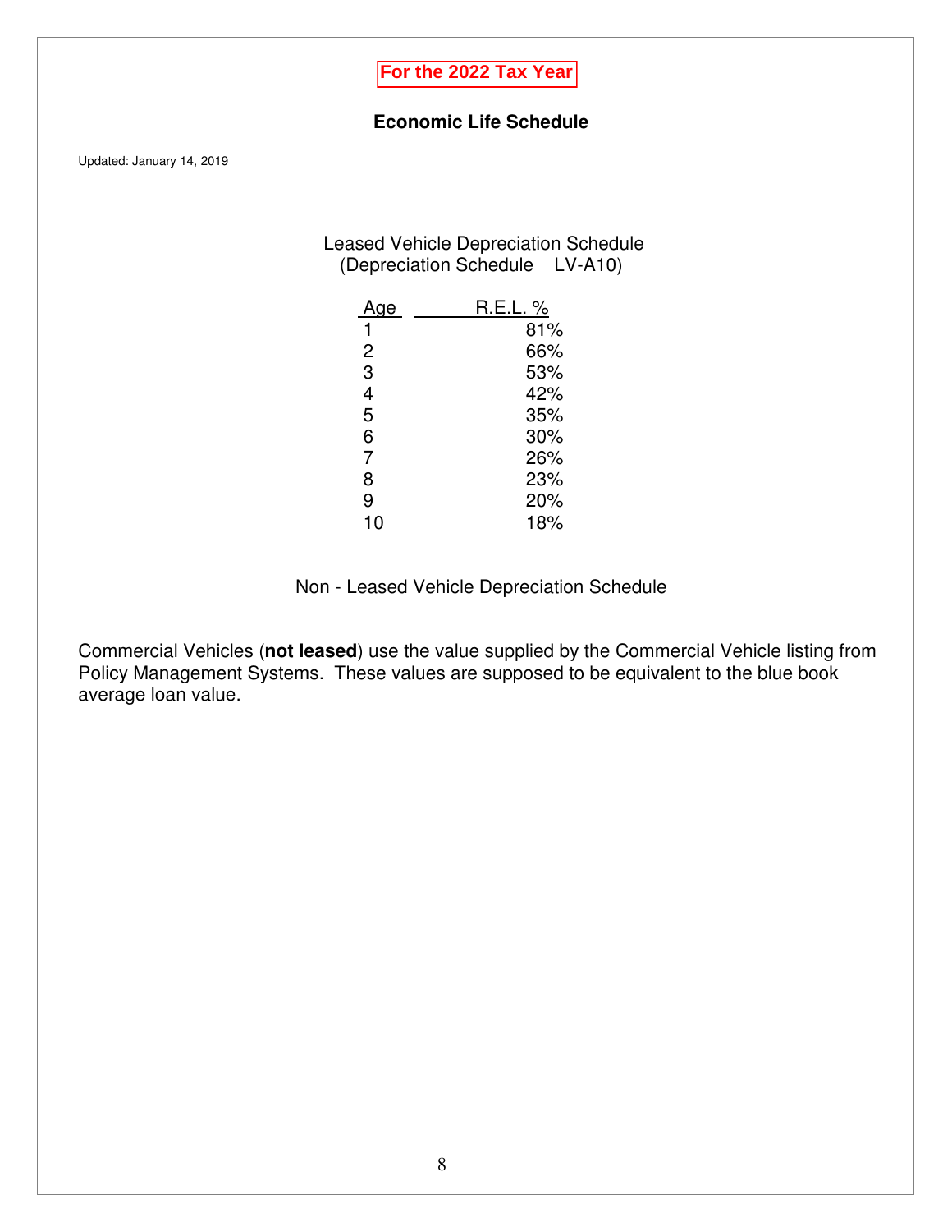**For the 2022 Tax Year**

## Economic Life Schedule

Updated: January 14, 2019

### Leased Vehicle Depreciation Schedule
(Depreciation Schedule LV-A10)

| Age | R.E.L. % |
|---|---|
| 1 | 81% |
| 2 | 66% |
| 3 | 53% |
| 4 | 42% |
| 5 | 35% |
| 6 | 30% |
| 7 | 26% |
| 8 | 23% |
| 9 | 20% |
| 10 | 18% |

### Non - Leased Vehicle Depreciation Schedule

Commercial Vehicles (**not leased**) use the value supplied by the Commercial Vehicle listing from Policy Management Systems. These values are supposed to be equivalent to the blue book average loan value.